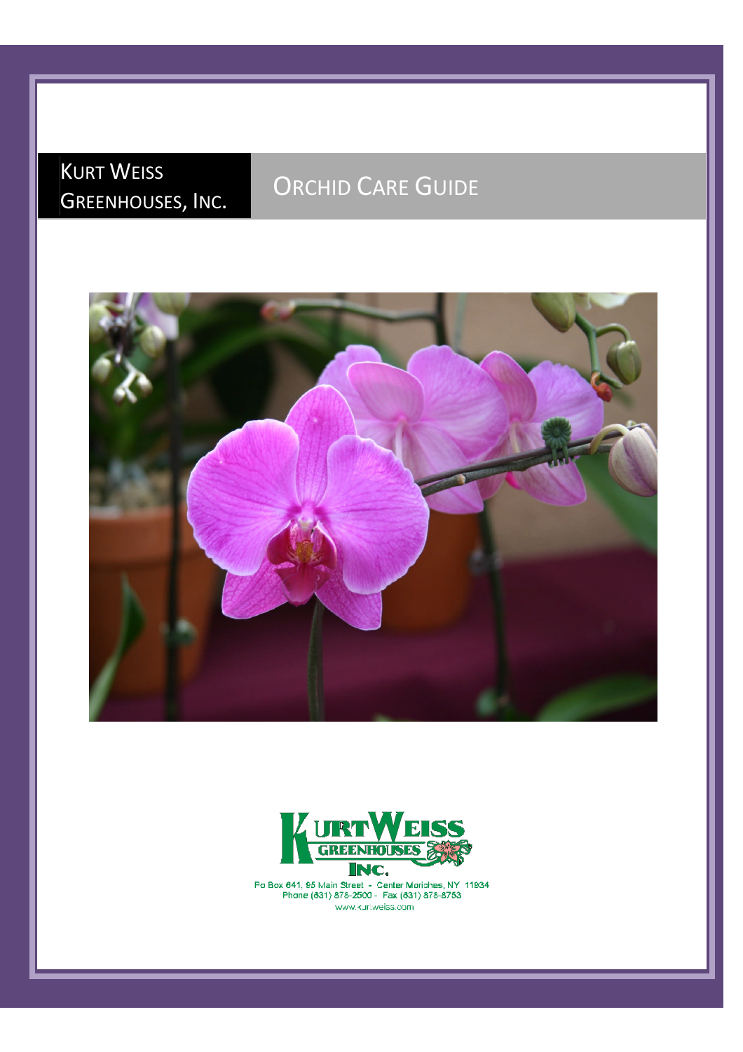# Kurt Weiss Greenhouses, Inc.

# Orchid Care Guide

Kurt Weiss Greenhouses Inc.

Po Box 641, 95 Main Street - Center Moriches, NY 11934
Phone (631) 878-2500 - Fax (631) 878-8753
www.kurtweiss.com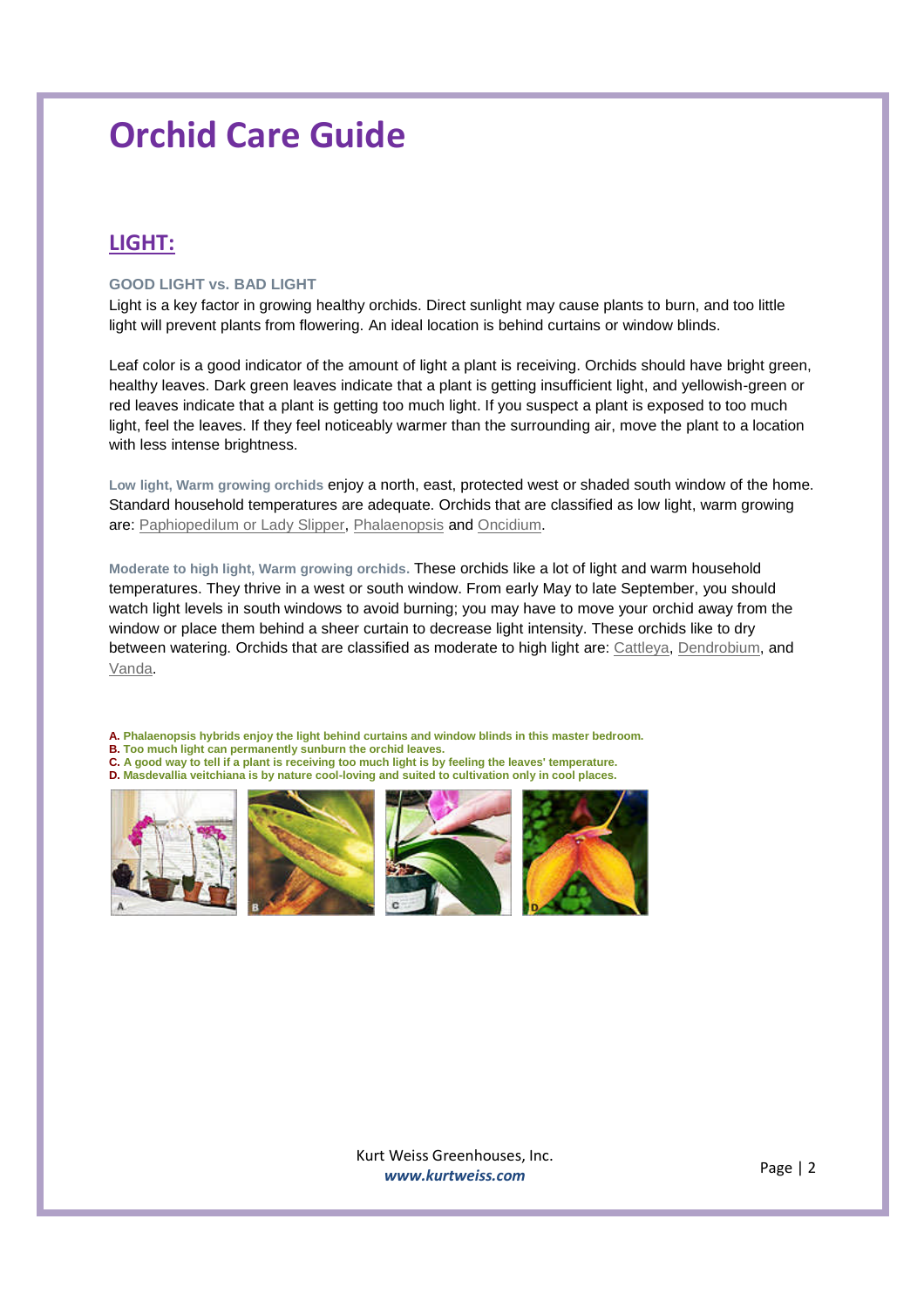# Orchid Care Guide

## LIGHT:

### GOOD LIGHT vs. BAD LIGHT

Light is a key factor in growing healthy orchids. Direct sunlight may cause plants to burn, and too little light will prevent plants from flowering. An ideal location is behind curtains or window blinds.

Leaf color is a good indicator of the amount of light a plant is receiving. Orchids should have bright green, healthy leaves. Dark green leaves indicate that a plant is getting insufficient light, and yellowish-green or red leaves indicate that a plant is getting too much light. If you suspect a plant is exposed to too much light, feel the leaves. If they feel noticeably warmer than the surrounding air, move the plant to a location with less intense brightness.

**Low light, Warm growing orchids** enjoy a north, east, protected west or shaded south window of the home. Standard household temperatures are adequate. Orchids that are classified as low light, warm growing are: Paphiopedilum or Lady Slipper, Phalaenopsis and Oncidium.

**Moderate to high light, Warm growing orchids.** These orchids like a lot of light and warm household temperatures. They thrive in a west or south window. From early May to late September, you should watch light levels in south windows to avoid burning; you may have to move your orchid away from the window or place them behind a sheer curtain to decrease light intensity. These orchids like to dry between watering. Orchids that are classified as moderate to high light are: Cattleya, Dendrobium, and Vanda.

**A.** Phalaenopsis hybrids enjoy the light behind curtains and window blinds in this master bedroom.
**B.** Too much light can permanently sunburn the orchid leaves.
**C.** A good way to tell if a plant is receiving too much light is by feeling the leaves' temperature.
**D.** Masdevallia veitchiana is by nature cool-loving and suited to cultivation only in cool places.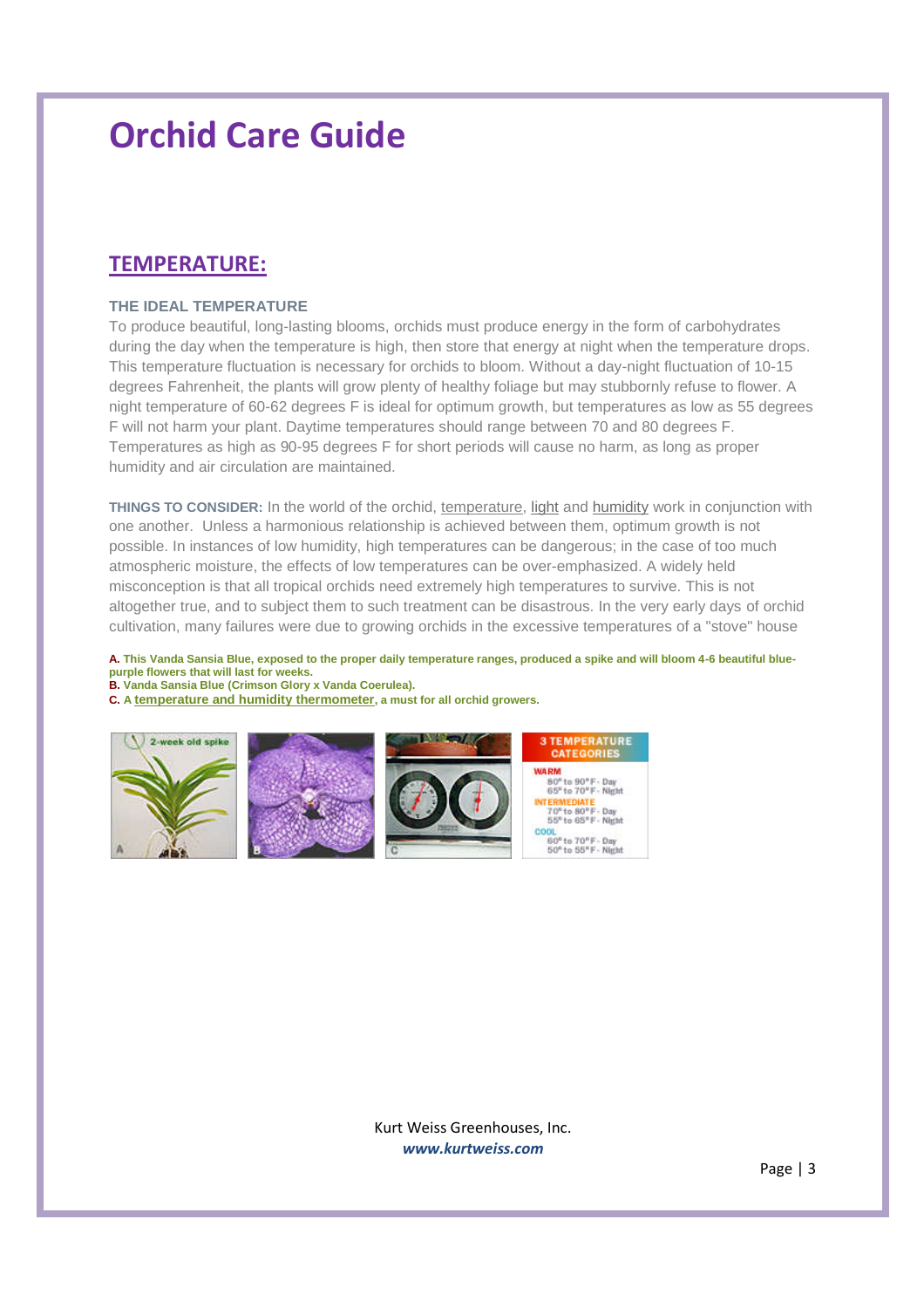# Orchid Care Guide

## TEMPERATURE:

### THE IDEAL TEMPERATURE

To produce beautiful, long-lasting blooms, orchids must produce energy in the form of carbohydrates during the day when the temperature is high, then store that energy at night when the temperature drops. This temperature fluctuation is necessary for orchids to bloom. Without a day-night fluctuation of 10-15 degrees Fahrenheit, the plants will grow plenty of healthy foliage but may stubbornly refuse to flower. A night temperature of 60-62 degrees F is ideal for optimum growth, but temperatures as low as 55 degrees F will not harm your plant. Daytime temperatures should range between 70 and 80 degrees F. Temperatures as high as 90-95 degrees F for short periods will cause no harm, as long as proper humidity and air circulation are maintained.

**THINGS TO CONSIDER:** In the world of the orchid, temperature, light and humidity work in conjunction with one another. Unless a harmonious relationship is achieved between them, optimum growth is not possible. In instances of low humidity, high temperatures can be dangerous; in the case of too much atmospheric moisture, the effects of low temperatures can be over-emphasized. A widely held misconception is that all tropical orchids need extremely high temperatures to survive. This is not altogether true, and to subject them to such treatment can be disastrous. In the very early days of orchid cultivation, many failures were due to growing orchids in the excessive temperatures of a "stove" house

**A.** This Vanda Sansia Blue, exposed to the proper daily temperature ranges, produced a spike and will bloom 4-6 beautiful blue-purple flowers that will last for weeks.
**B.** Vanda Sansia Blue (Crimson Glory x Vanda Coerulea).
**C.** A temperature and humidity thermometer, a must for all orchid growers.

**3 TEMPERATURE CATEGORIES**

| Category | Day | Night |
|---|---|---|
| WARM | 80° to 90°F | 65° to 70°F |
| INTERMEDIATE | 70° to 80°F | 55° to 65°F |
| COOL | 60° to 70°F | 50° to 55°F |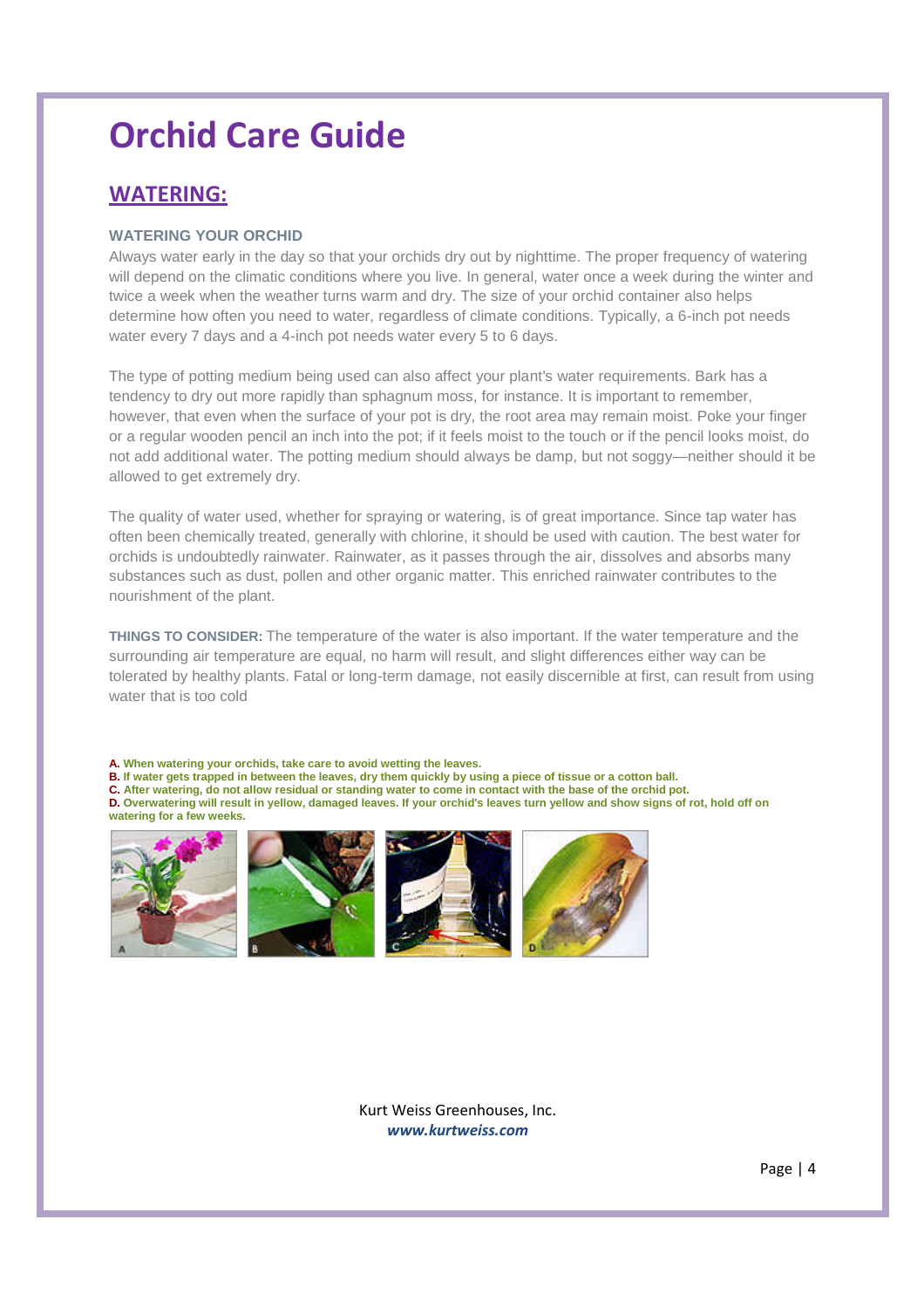# Orchid Care Guide

## WATERING:

### WATERING YOUR ORCHID

Always water early in the day so that your orchids dry out by nighttime. The proper frequency of watering will depend on the climatic conditions where you live. In general, water once a week during the winter and twice a week when the weather turns warm and dry. The size of your orchid container also helps determine how often you need to water, regardless of climate conditions. Typically, a 6-inch pot needs water every 7 days and a 4-inch pot needs water every 5 to 6 days.

The type of potting medium being used can also affect your plant's water requirements. Bark has a tendency to dry out more rapidly than sphagnum moss, for instance. It is important to remember, however, that even when the surface of your pot is dry, the root area may remain moist. Poke your finger or a regular wooden pencil an inch into the pot; if it feels moist to the touch or if the pencil looks moist, do not add additional water. The potting medium should always be damp, but not soggy—neither should it be allowed to get extremely dry.

The quality of water used, whether for spraying or watering, is of great importance. Since tap water has often been chemically treated, generally with chlorine, it should be used with caution. The best water for orchids is undoubtedly rainwater. Rainwater, as it passes through the air, dissolves and absorbs many substances such as dust, pollen and other organic matter. This enriched rainwater contributes to the nourishment of the plant.

**THINGS TO CONSIDER:** The temperature of the water is also important. If the water temperature and the surrounding air temperature are equal, no harm will result, and slight differences either way can be tolerated by healthy plants. Fatal or long-term damage, not easily discernible at first, can result from using water that is too cold

**A. When watering your orchids, take care to avoid wetting the leaves.**
**B. If water gets trapped in between the leaves, dry them quickly by using a piece of tissue or a cotton ball.**
**C. After watering, do not allow residual or standing water to come in contact with the base of the orchid pot.**
**D. Overwatering will result in yellow, damaged leaves. If your orchid's leaves turn yellow and show signs of rot, hold off on watering for a few weeks.**

Kurt Weiss Greenhouses, Inc.
***www.kurtweiss.com***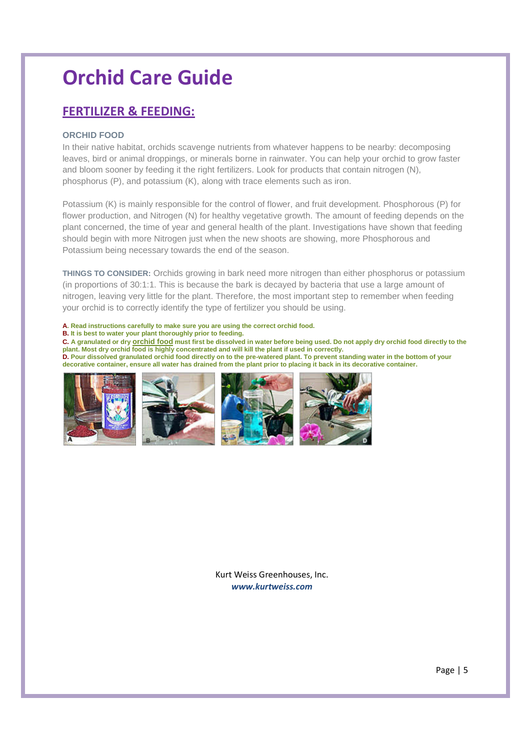# Orchid Care Guide

## FERTILIZER & FEEDING:

### ORCHID FOOD

In their native habitat, orchids scavenge nutrients from whatever happens to be nearby: decomposing leaves, bird or animal droppings, or minerals borne in rainwater. You can help your orchid to grow faster and bloom sooner by feeding it the right fertilizers. Look for products that contain nitrogen (N), phosphorus (P), and potassium (K), along with trace elements such as iron.

Potassium (K) is mainly responsible for the control of flower, and fruit development. Phosphorous (P) for flower production, and Nitrogen (N) for healthy vegetative growth. The amount of feeding depends on the plant concerned, the time of year and general health of the plant. Investigations have shown that feeding should begin with more Nitrogen just when the new shoots are showing, more Phosphorous and Potassium being necessary towards the end of the season.

**THINGS TO CONSIDER:** Orchids growing in bark need more nitrogen than either phosphorus or potassium (in proportions of 30:1:1. This is because the bark is decayed by bacteria that use a large amount of nitrogen, leaving very little for the plant. Therefore, the most important step to remember when feeding your orchid is to correctly identify the type of fertilizer you should be using.

**A. Read instructions carefully to make sure you are using the correct orchid food.**
**B. It is best to water your plant thoroughly prior to feeding.**
**C. A granulated or dry orchid food must first be dissolved in water before being used. Do not apply dry orchid food directly to the plant. Most dry orchid food is highly concentrated and will kill the plant if used in correctly.**
**D. Pour dissolved granulated orchid food directly on to the pre-watered plant. To prevent standing water in the bottom of your decorative container, ensure all water has drained from the plant prior to placing it back in its decorative container.**

Kurt Weiss Greenhouses, Inc.
***www.kurtweiss.com***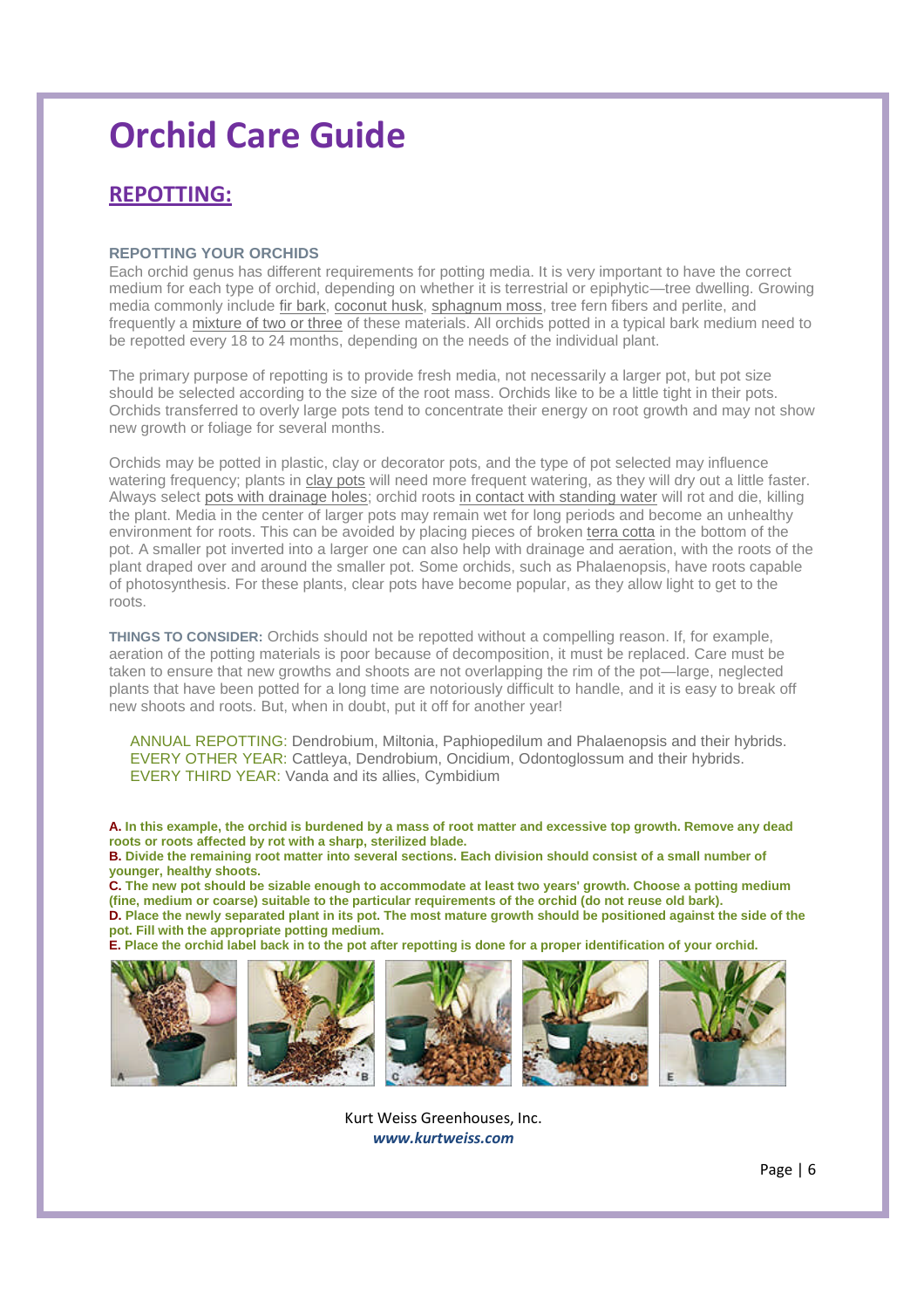# Orchid Care Guide

## REPOTTING:

### REPOTTING YOUR ORCHIDS

Each orchid genus has different requirements for potting media. It is very important to have the correct medium for each type of orchid, depending on whether it is terrestrial or epiphytic—tree dwelling. Growing media commonly include fir bark, coconut husk, sphagnum moss, tree fern fibers and perlite, and frequently a mixture of two or three of these materials. All orchids potted in a typical bark medium need to be repotted every 18 to 24 months, depending on the needs of the individual plant.

The primary purpose of repotting is to provide fresh media, not necessarily a larger pot, but pot size should be selected according to the size of the root mass. Orchids like to be a little tight in their pots. Orchids transferred to overly large pots tend to concentrate their energy on root growth and may not show new growth or foliage for several months.

Orchids may be potted in plastic, clay or decorator pots, and the type of pot selected may influence watering frequency; plants in clay pots will need more frequent watering, as they will dry out a little faster. Always select pots with drainage holes; orchid roots in contact with standing water will rot and die, killing the plant. Media in the center of larger pots may remain wet for long periods and become an unhealthy environment for roots. This can be avoided by placing pieces of broken terra cotta in the bottom of the pot. A smaller pot inverted into a larger one can also help with drainage and aeration, with the roots of the plant draped over and around the smaller pot. Some orchids, such as Phalaenopsis, have roots capable of photosynthesis. For these plants, clear pots have become popular, as they allow light to get to the roots.

**THINGS TO CONSIDER:** Orchids should not be repotted without a compelling reason. If, for example, aeration of the potting materials is poor because of decomposition, it must be replaced. Care must be taken to ensure that new growths and shoots are not overlapping the rim of the pot—large, neglected plants that have been potted for a long time are notoriously difficult to handle, and it is easy to break off new shoots and roots. But, when in doubt, put it off for another year!

ANNUAL REPOTTING: Dendrobium, Miltonia, Paphiopedilum and Phalaenopsis and their hybrids.
EVERY OTHER YEAR: Cattleya, Dendrobium, Oncidium, Odontoglossum and their hybrids.
EVERY THIRD YEAR: Vanda and its allies, Cymbidium

**A. In this example, the orchid is burdened by a mass of root matter and excessive top growth. Remove any dead roots or roots affected by rot with a sharp, sterilized blade.**
**B. Divide the remaining root matter into several sections. Each division should consist of a small number of younger, healthy shoots.**
**C. The new pot should be sizable enough to accommodate at least two years' growth. Choose a potting medium (fine, medium or coarse) suitable to the particular requirements of the orchid (do not reuse old bark).**
**D. Place the newly separated plant in its pot. The most mature growth should be positioned against the side of the pot. Fill with the appropriate potting medium.**
**E. Place the orchid label back in to the pot after repotting is done for a proper identification of your orchid.**

Kurt Weiss Greenhouses, Inc.
***www.kurtweiss.com***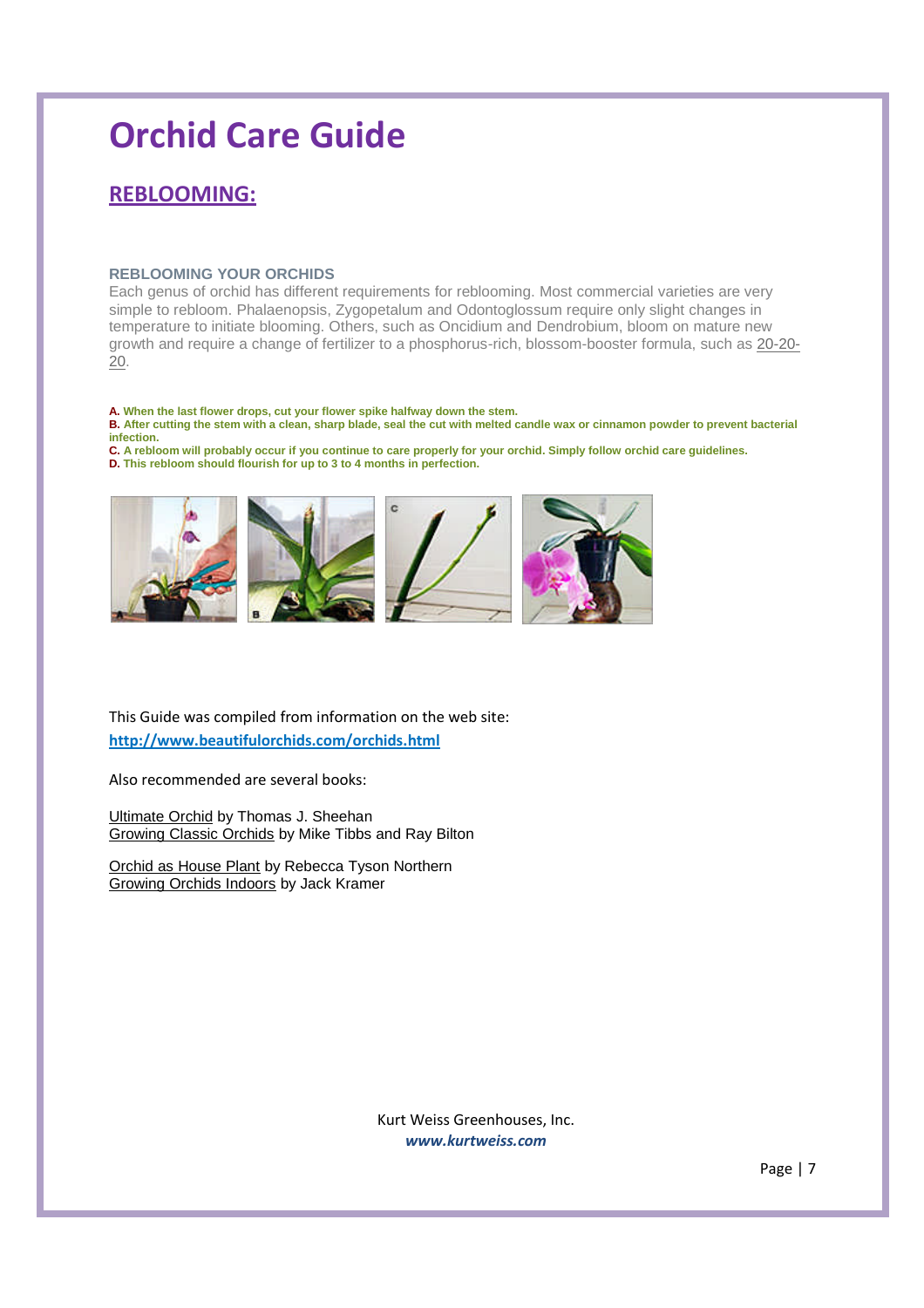# Orchid Care Guide

## REBLOOMING:

### REBLOOMING YOUR ORCHIDS

Each genus of orchid has different requirements for reblooming. Most commercial varieties are very simple to rebloom. Phalaenopsis, Zygopetalum and Odontoglossum require only slight changes in temperature to initiate blooming. Others, such as Oncidium and Dendrobium, bloom on mature new growth and require a change of fertilizer to a phosphorus-rich, blossom-booster formula, such as 20-20-20.

**A.** **When the last flower drops, cut your flower spike halfway down the stem.**
**B.** **After cutting the stem with a clean, sharp blade, seal the cut with melted candle wax or cinnamon powder to prevent bacterial infection.**
**C.** **A rebloom will probably occur if you continue to care properly for your orchid. Simply follow orchid care guidelines.**
**D.** **This rebloom should flourish for up to 3 to 4 months in perfection.**

This Guide was compiled from information on the web site:
**http://www.beautifulorchids.com/orchids.html**

Also recommended are several books:

Ultimate Orchid by Thomas J. Sheehan
Growing Classic Orchids by Mike Tibbs and Ray Bilton

Orchid as House Plant by Rebecca Tyson Northern
Growing Orchids Indoors by Jack Kramer

Kurt Weiss Greenhouses, Inc.
***www.kurtweiss.com***